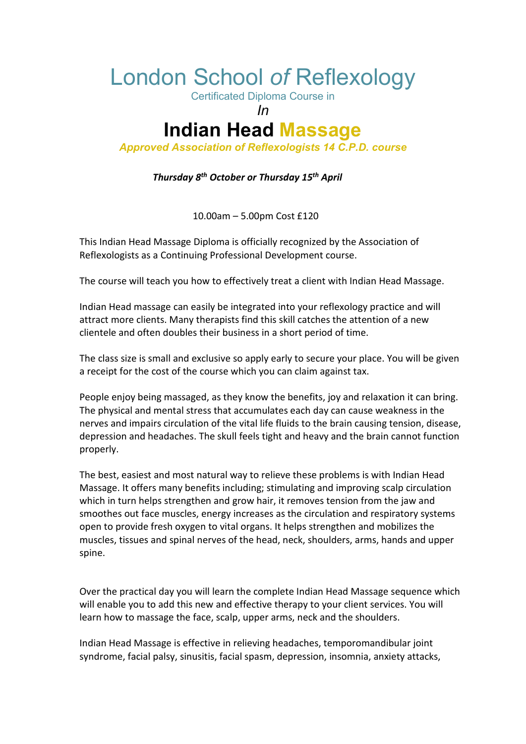# London School *of* Reflexology

Certificated Diploma Course in

*In*

# Indian Head Massage

***Approved Association of Reflexologists 14 C.P.D. course***

***Thursday 8th October or Thursday 15th April***

10.00am – 5.00pm Cost £120

This Indian Head Massage Diploma is officially recognized by the Association of Reflexologists as a Continuing Professional Development course.

The course will teach you how to effectively treat a client with Indian Head Massage.

Indian Head massage can easily be integrated into your reflexology practice and will attract more clients. Many therapists find this skill catches the attention of a new clientele and often doubles their business in a short period of time.

The class size is small and exclusive so apply early to secure your place. You will be given a receipt for the cost of the course which you can claim against tax.

People enjoy being massaged, as they know the benefits, joy and relaxation it can bring. The physical and mental stress that accumulates each day can cause weakness in the nerves and impairs circulation of the vital life fluids to the brain causing tension, disease, depression and headaches. The skull feels tight and heavy and the brain cannot function properly.

The best, easiest and most natural way to relieve these problems is with Indian Head Massage. It offers many benefits including; stimulating and improving scalp circulation which in turn helps strengthen and grow hair, it removes tension from the jaw and smoothes out face muscles, energy increases as the circulation and respiratory systems open to provide fresh oxygen to vital organs. It helps strengthen and mobilizes the muscles, tissues and spinal nerves of the head, neck, shoulders, arms, hands and upper spine.

Over the practical day you will learn the complete Indian Head Massage sequence which will enable you to add this new and effective therapy to your client services. You will learn how to massage the face, scalp, upper arms, neck and the shoulders.

Indian Head Massage is effective in relieving headaches, temporomandibular joint syndrome, facial palsy, sinusitis, facial spasm, depression, insomnia, anxiety attacks,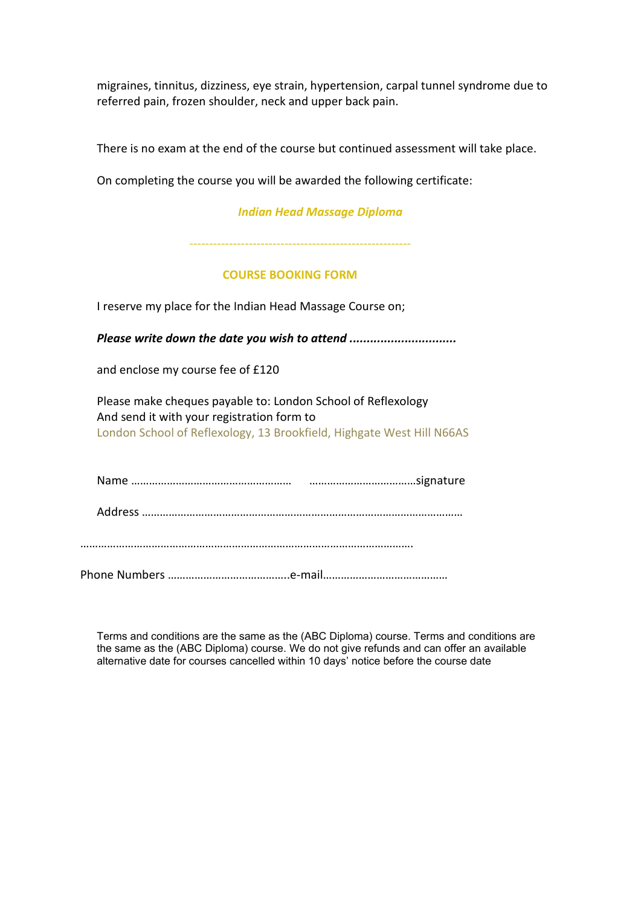migraines, tinnitus, dizziness, eye strain, hypertension, carpal tunnel syndrome due to referred pain, frozen shoulder, neck and upper back pain.

There is no exam at the end of the course but continued assessment will take place.

On completing the course you will be awarded the following certificate:

***Indian Head Massage Diploma***

---

**COURSE BOOKING FORM**

I reserve my place for the Indian Head Massage Course on;

***Please write down the date you wish to attend ..............................***

and enclose my course fee of £120

Please make cheques payable to: London School of Reflexology
And send it with your registration form to
London School of Reflexology, 13 Brookfield, Highgate West Hill N66AS

Name ……………………………………………… ………………………………signature

Address ………………………………………………………………………………………

……………………………………………………………………………………………….

Phone Numbers …………………………………..e-mail……………………………………

Terms and conditions are the same as the (ABC Diploma) course. Terms and conditions are the same as the (ABC Diploma) course. We do not give refunds and can offer an available alternative date for courses cancelled within 10 days' notice before the course date